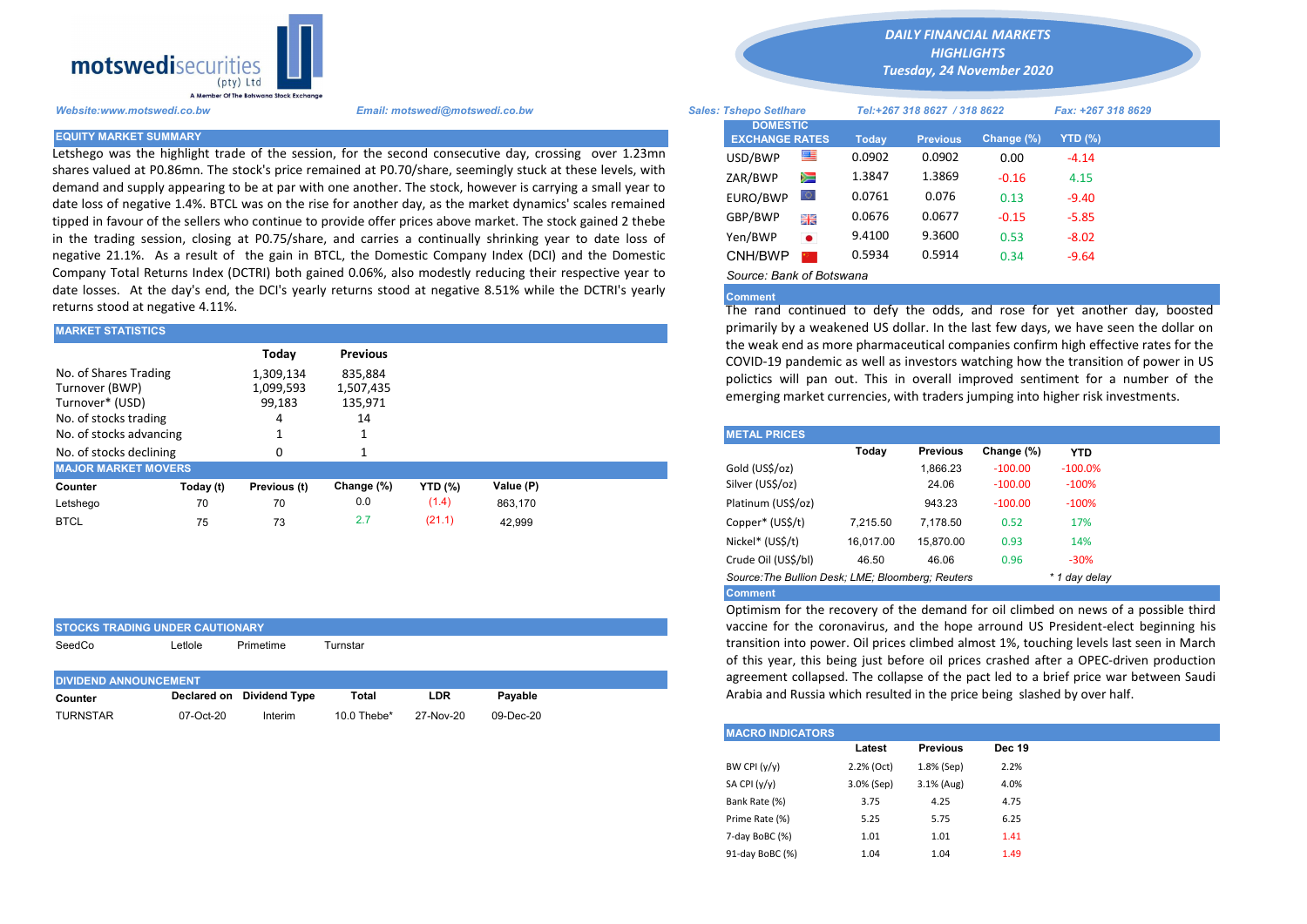motswedisecurities (pty) Ltd
A Member Of The Botswana Stock Exchange

*DAILY FINANCIAL MARKETS HIGHLIGHTS*
*Tuesday, 24 November 2020*

*Website:www.motswedi.co.bw* *Email: motswedi@motswedi.co.bw* *Sales: Tshepo Setlhare* *Tel:+267 318 8627 / 318 8622* *Fax: +267 318 8629*

## EQUITY MARKET SUMMARY

Letshego was the highlight trade of the session, for the second consecutive day, crossing over 1.23mn shares valued at P0.86mn. The stock's price remained at P0.70/share, seemingly stuck at these levels, with demand and supply appearing to be at par with one another. The stock, however is carrying a small year to date loss of negative 1.4%. BTCL was on the rise for another day, as the market dynamics' scales remained tipped in favour of the sellers who continue to provide offer prices above market. The stock gained 2 thebe in the trading session, closing at P0.75/share, and carries a continually shrinking year to date loss of negative 21.1%. As a result of the gain in BTCL, the Domestic Company Index (DCI) and the Domestic Company Total Returns Index (DCTRI) both gained 0.06%, also modestly reducing their respective year to date losses. At the day's end, the DCI's yearly returns stood at negative 8.51% while the DCTRI's yearly returns stood at negative 4.11%.

## MARKET STATISTICS

| | Today | Previous |
|---|---|---|
| No. of Shares Trading | 1,309,134 | 835,884 |
| Turnover (BWP) | 1,099,593 | 1,507,435 |
| Turnover* (USD) | 99,183 | 135,971 |
| No. of stocks trading | 4 | 14 |
| No. of stocks advancing | 1 | 1 |
| No. of stocks declining | 0 | 1 |

## MAJOR MARKET MOVERS

| Counter | Today (t) | Previous (t) | Change (%) | YTD (%) | Value (P) |
|---|---|---|---|---|---|
| Letshego | 70 | 70 | 0.0 | (1.4) | 863,170 |
| BTCL | 75 | 73 | 2.7 | (21.1) | 42,999 |

## STOCKS TRADING UNDER CAUTIONARY

SeedCo | Letlole | Primetime | Turnstar

## DIVIDEND ANNOUNCEMENT

| Counter | Declared on | Dividend Type | Total | LDR | Payable |
|---|---|---|---|---|---|
| TURNSTAR | 07-Oct-20 | Interim | 10.0 Thebe* | 27-Nov-20 | 09-Dec-20 |

## DOMESTIC EXCHANGE RATES

| | Today | Previous | Change (%) | YTD (%) |
|---|---|---|---|---|
| USD/BWP | 0.0902 | 0.0902 | 0.00 | -4.14 |
| ZAR/BWP | 1.3847 | 1.3869 | -0.16 | 4.15 |
| EURO/BWP | 0.0761 | 0.076 | 0.13 | -9.40 |
| GBP/BWP | 0.0676 | 0.0677 | -0.15 | -5.85 |
| Yen/BWP | 9.4100 | 9.3600 | 0.53 | -8.02 |
| CNH/BWP | 0.5934 | 0.5914 | 0.34 | -9.64 |

*Source: Bank of Botswana*

**Comment**

The rand continued to defy the odds, and rose for yet another day, boosted primarily by a weakened US dollar. In the last few days, we have seen the dollar on the weak end as more pharmaceutical companies confirm high effective rates for the COVID-19 pandemic as well as investors watching how the transition of power in US polictics will pan out. This in overall improved sentiment for a number of the emerging market currencies, with traders jumping into higher risk investments.

## METAL PRICES

| | Today | Previous | Change (%) | YTD |
|---|---|---|---|---|
| Gold (US$/oz) | | 1,866.23 | -100.00 | -100.0% |
| Silver (US$/oz) | | 24.06 | -100.00 | -100% |
| Platinum (US$/oz) | | 943.23 | -100.00 | -100% |
| Copper* (US$/t) | 7,215.50 | 7,178.50 | 0.52 | 17% |
| Nickel* (US$/t) | 16,017.00 | 15,870.00 | 0.93 | 14% |
| Crude Oil (US$/bl) | 46.50 | 46.06 | 0.96 | -30% |

*Source:The Bullion Desk; LME; Bloomberg; Reuters* *\* 1 day delay*

**Comment**

Optimism for the recovery of the demand for oil climbed on news of a possible third vaccine for the coronavirus, and the hope arround US President-elect beginning his transition into power. Oil prices climbed almost 1%, touching levels last seen in March of this year, this being just before oil prices crashed after a OPEC-driven production agreement collapsed. The collapse of the pact led to a brief price war between Saudi Arabia and Russia which resulted in the price being slashed by over half.

## MACRO INDICATORS

| | Latest | Previous | Dec 19 |
|---|---|---|---|
| BW CPI (y/y) | 2.2% (Oct) | 1.8% (Sep) | 2.2% |
| SA CPI (y/y) | 3.0% (Sep) | 3.1% (Aug) | 4.0% |
| Bank Rate (%) | 3.75 | 4.25 | 4.75 |
| Prime Rate (%) | 5.25 | 5.75 | 6.25 |
| 7-day BoBC (%) | 1.01 | 1.01 | 1.41 |
| 91-day BoBC (%) | 1.04 | 1.04 | 1.49 |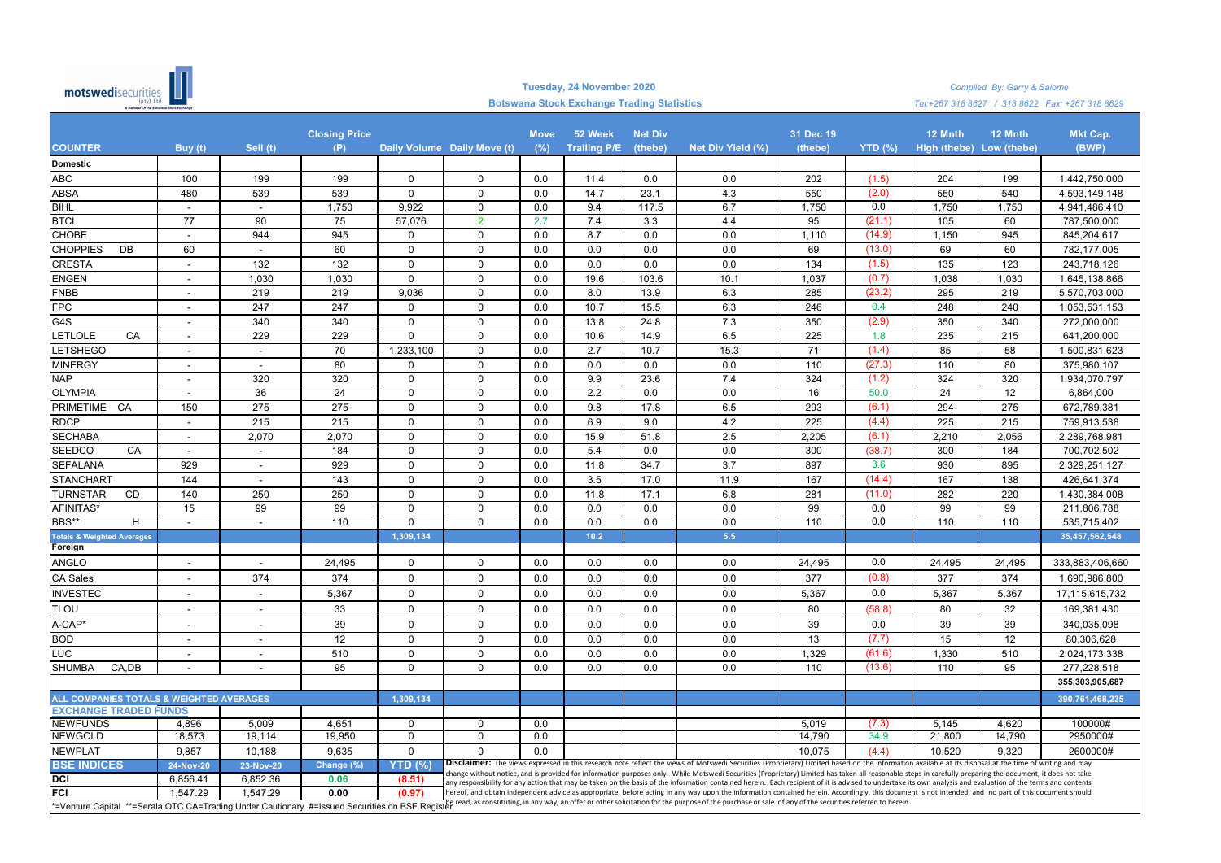motswedisecurities (pty) Ltd
A Member Of The Botswana Stock Exchange

**Tuesday, 24 November 2020**

**Botswana Stock Exchange Trading Statistics**

*Compiled By: Garry & Salome*

*Tel:+267 318 8627 / 318 8622 Fax: +267 318 8629*

| COUNTER | Buy (t) | Sell (t) | Closing Price (P) | Daily Volume | Daily Move (t) | Move (%) | 52 Week Trailing P/E | Net Div (thebe) | Net Div Yield (%) | 31 Dec 19 (thebe) | YTD (%) | 12 Mnth High (thebe) | 12 Mnth Low (thebe) | Mkt Cap. (BWP) |
|---|---|---|---|---|---|---|---|---|---|---|---|---|---|---|
| **Domestic** | | | | | | | | | | | | | | |
| ABC | 100 | 199 | 199 | 0 | 0 | 0.0 | 11.4 | 0.0 | 0.0 | 202 | (1.5) | 204 | 199 | 1,442,750,000 |
| ABSA | 480 | 539 | 539 | 0 | 0 | 0.0 | 14.7 | 23.1 | 4.3 | 550 | (2.0) | 550 | 540 | 4,593,149,148 |
| BIHL | - | - | 1,750 | 9,922 | 0 | 0.0 | 9.4 | 117.5 | 6.7 | 1,750 | 0.0 | 1,750 | 1,750 | 4,941,486,410 |
| BTCL | 77 | 90 | 75 | 57,076 | 2 | 2.7 | 7.4 | 3.3 | 4.4 | 95 | (21.1) | 105 | 60 | 787,500,000 |
| CHOBE | - | 944 | 945 | 0 | 0 | 0.0 | 8.7 | 0.0 | 0.0 | 1,110 | (14.9) | 1,150 | 945 | 845,204,617 |
| CHOPPIES DB | 60 | - | 60 | 0 | 0 | 0.0 | 0.0 | 0.0 | 0.0 | 69 | (13.0) | 69 | 60 | 782,177,005 |
| CRESTA | - | 132 | 132 | 0 | 0 | 0.0 | 0.0 | 0.0 | 0.0 | 134 | (1.5) | 135 | 123 | 243,718,126 |
| ENGEN | - | 1,030 | 1,030 | 0 | 0 | 0.0 | 19.6 | 103.6 | 10.1 | 1,037 | (0.7) | 1,038 | 1,030 | 1,645,138,866 |
| FNBB | - | 219 | 219 | 9,036 | 0 | 0.0 | 8.0 | 13.9 | 6.3 | 285 | (23.2) | 295 | 219 | 5,570,703,000 |
| FPC | - | 247 | 247 | 0 | 0 | 0.0 | 10.7 | 15.5 | 6.3 | 246 | 0.4 | 248 | 240 | 1,053,531,153 |
| G4S | - | 340 | 340 | 0 | 0 | 0.0 | 13.8 | 24.8 | 7.3 | 350 | (2.9) | 350 | 340 | 272,000,000 |
| LETLOLE CA | - | 229 | 229 | 0 | 0 | 0.0 | 10.6 | 14.9 | 6.5 | 225 | 1.8 | 235 | 215 | 641,200,000 |
| LETSHEGO | - | - | 70 | 1,233,100 | 0 | 0.0 | 2.7 | 10.7 | 15.3 | 71 | (1.4) | 85 | 58 | 1,500,831,623 |
| MINERGY | - | - | 80 | 0 | 0 | 0.0 | 0.0 | 0.0 | 0.0 | 110 | (27.3) | 110 | 80 | 375,980,107 |
| NAP | - | 320 | 320 | 0 | 0 | 0.0 | 9.9 | 23.6 | 7.4 | 324 | (1.2) | 324 | 320 | 1,934,070,797 |
| OLYMPIA | - | 36 | 24 | 0 | 0 | 0.0 | 2.2 | 0.0 | 0.0 | 16 | 50.0 | 24 | 12 | 6,864,000 |
| PRIMETIME CA | 150 | 275 | 275 | 0 | 0 | 0.0 | 9.8 | 17.8 | 6.5 | 293 | (6.1) | 294 | 275 | 672,789,381 |
| RDCP | - | 215 | 215 | 0 | 0 | 0.0 | 6.9 | 9.0 | 4.2 | 225 | (4.4) | 225 | 215 | 759,913,538 |
| SECHABA | - | 2,070 | 2,070 | 0 | 0 | 0.0 | 15.9 | 51.8 | 2.5 | 2,205 | (6.1) | 2,210 | 2,056 | 2,289,768,981 |
| SEEDCO CA | - | - | 184 | 0 | 0 | 0.0 | 5.4 | 0.0 | 0.0 | 300 | (38.7) | 300 | 184 | 700,702,502 |
| SEFALANA | 929 | - | 929 | 0 | 0 | 0.0 | 11.8 | 34.7 | 3.7 | 897 | 3.6 | 930 | 895 | 2,329,251,127 |
| STANCHART | 144 | - | 143 | 0 | 0 | 0.0 | 3.5 | 17.0 | 11.9 | 167 | (14.4) | 167 | 138 | 426,641,374 |
| TURNSTAR CD | 140 | 250 | 250 | 0 | 0 | 0.0 | 11.8 | 17.1 | 6.8 | 281 | (11.0) | 282 | 220 | 1,430,384,008 |
| AFINITAS* | 15 | 99 | 99 | 0 | 0 | 0.0 | 0.0 | 0.0 | 0.0 | 99 | 0.0 | 99 | 99 | 211,806,788 |
| BBS** H | - | - | 110 | 0 | 0 | 0.0 | 0.0 | 0.0 | 0.0 | 110 | 0.0 | 110 | 110 | 535,715,402 |
| **Totals & Weighted Averages** | | | | **1,309,134** | | | **10.2** | | **5.5** | | | | | **35,457,562,548** |
| **Foreign** | | | | | | | | | | | | | | |
| ANGLO | - | - | 24,495 | 0 | 0 | 0.0 | 0.0 | 0.0 | 0.0 | 24,495 | 0.0 | 24,495 | 24,495 | 333,883,406,660 |
| CA Sales | - | 374 | 374 | 0 | 0 | 0.0 | 0.0 | 0.0 | 0.0 | 377 | (0.8) | 377 | 374 | 1,690,986,800 |
| INVESTEC | - | - | 5,367 | 0 | 0 | 0.0 | 0.0 | 0.0 | 0.0 | 5,367 | 0.0 | 5,367 | 5,367 | 17,115,615,732 |
| TLOU | - | - | 33 | 0 | 0 | 0.0 | 0.0 | 0.0 | 0.0 | 80 | (58.8) | 80 | 32 | 169,381,430 |
| A-CAP* | - | - | 39 | 0 | 0 | 0.0 | 0.0 | 0.0 | 0.0 | 39 | 0.0 | 39 | 39 | 340,035,098 |
| BOD | - | - | 12 | 0 | 0 | 0.0 | 0.0 | 0.0 | 0.0 | 13 | (7.7) | 15 | 12 | 80,306,628 |
| LUC | - | - | 510 | 0 | 0 | 0.0 | 0.0 | 0.0 | 0.0 | 1,329 | (61.6) | 1,330 | 510 | 2,024,173,338 |
| SHUMBA CA,DB | - | - | 95 | 0 | 0 | 0.0 | 0.0 | 0.0 | 0.0 | 110 | (13.6) | 110 | 95 | 277,228,518 |
| | | | | | | | | | | | | | | **355,303,905,687** |
| **ALL COMPANIES TOTALS & WEIGHTED AVERAGES** | | | | **1,309,134** | | | | | | | | | | **390,761,468,235** |
| **EXCHANGE TRADED FUNDS** | | | | | | | | | | | | | | |
| NEWFUNDS | 4,896 | 5,009 | 4,651 | 0 | 0 | 0.0 | | | | 5,019 | (7.3) | 5,145 | 4,620 | 100000# |
| NEWGOLD | 18,573 | 19,114 | 19,950 | 0 | 0 | 0.0 | | | | 14,790 | 34.9 | 21,800 | 14,790 | 2950000# |
| NEWPLAT | 9,857 | 10,188 | 9,635 | 0 | 0 | 0.0 | | | | 10,075 | (4.4) | 10,520 | 9,320 | 2600000# |

| BSE INDICES | 24-Nov-20 | 23-Nov-20 | Change (%) | YTD (%) |
|---|---|---|---|---|
| DCI | 6,856.41 | 6,852.36 | 0.06 | (8.51) |
| FCI | 1,547.29 | 1,547.29 | 0.00 | (0.97) |

*=Venture Capital **=Serala OTC CA=Trading Under Cautionary #=Issued Securities on BSE Register

**Disclaimer:** The views expressed in this research note reflect the views of Motswedi Securities (Proprietary) Limited based on the information available at its disposal at the time of writing and may change without notice, and is provided for information purposes only. While Motswedi Securities (Proprietary) Limited has taken all reasonable steps in carefully preparing the document, it does not take any responsibility for any action that may be taken on the basis of the information contained herein. Each recipient of it is advised to undertake its own analysis and evaluation of the terms and contents hereof, and obtain independent advice as appropriate, before acting in any way upon the information contained herein. Accordingly, this document is not intended, and no part of this document should be read, as constituting, in any way, an offer or other solicitation for the purpose of the purchase or sale .of any of the securities referred to herein.